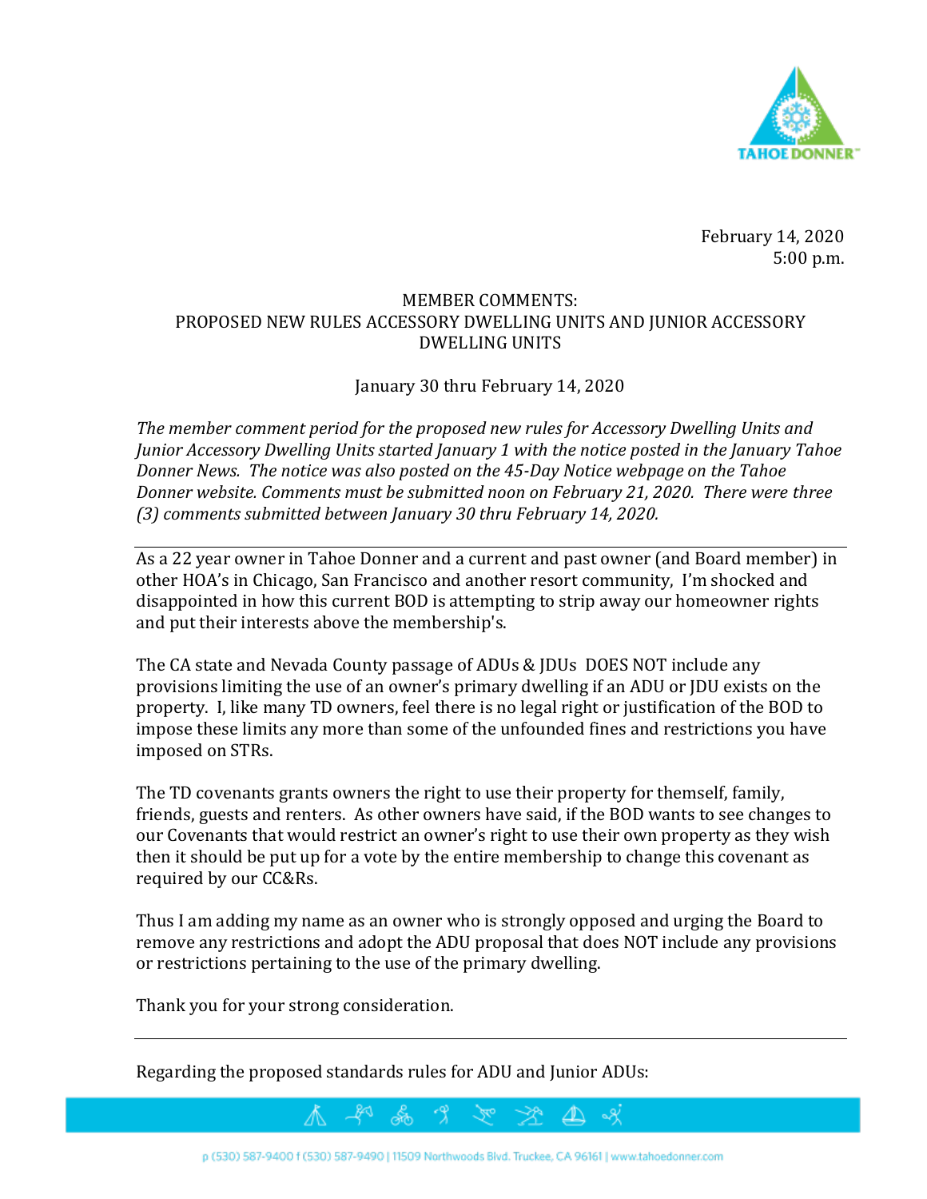February 14, 2020
5:00 p.m.

## MEMBER COMMENTS:
## PROPOSED NEW RULES ACCESSORY DWELLING UNITS AND JUNIOR ACCESSORY DWELLING UNITS

January 30 thru February 14, 2020

*The member comment period for the proposed new rules for Accessory Dwelling Units and Junior Accessory Dwelling Units started January 1 with the notice posted in the January Tahoe Donner News. The notice was also posted on the 45-Day Notice webpage on the Tahoe Donner website. Comments must be submitted noon on February 21, 2020. There were three (3) comments submitted between January 30 thru February 14, 2020.*

---

As a 22 year owner in Tahoe Donner and a current and past owner (and Board member) in other HOA's in Chicago, San Francisco and another resort community, I'm shocked and disappointed in how this current BOD is attempting to strip away our homeowner rights and put their interests above the membership's.

The CA state and Nevada County passage of ADUs & JDUs DOES NOT include any provisions limiting the use of an owner's primary dwelling if an ADU or JDU exists on the property. I, like many TD owners, feel there is no legal right or justification of the BOD to impose these limits any more than some of the unfounded fines and restrictions you have imposed on STRs.

The TD covenants grants owners the right to use their property for themself, family, friends, guests and renters. As other owners have said, if the BOD wants to see changes to our Covenants that would restrict an owner's right to use their own property as they wish then it should be put up for a vote by the entire membership to change this covenant as required by our CC&Rs.

Thus I am adding my name as an owner who is strongly opposed and urging the Board to remove any restrictions and adopt the ADU proposal that does NOT include any provisions or restrictions pertaining to the use of the primary dwelling.

Thank you for your strong consideration.

---

Regarding the proposed standards rules for ADU and Junior ADUs: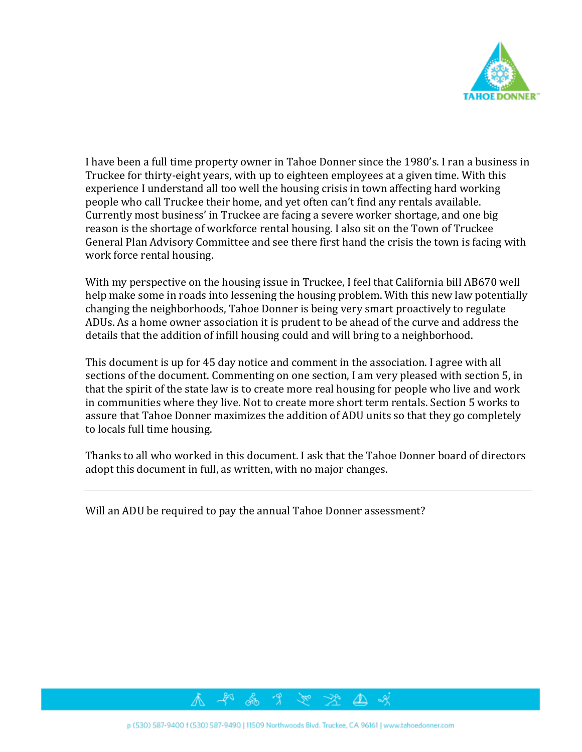I have been a full time property owner in Tahoe Donner since the 1980's. I ran a business in Truckee for thirty-eight years, with up to eighteen employees at a given time. With this experience I understand all too well the housing crisis in town affecting hard working people who call Truckee their home, and yet often can't find any rentals available. Currently most business' in Truckee are facing a severe worker shortage, and one big reason is the shortage of workforce rental housing. I also sit on the Town of Truckee General Plan Advisory Committee and see there first hand the crisis the town is facing with work force rental housing.

With my perspective on the housing issue in Truckee, I feel that California bill AB670 well help make some in roads into lessening the housing problem. With this new law potentially changing the neighborhoods, Tahoe Donner is being very smart proactively to regulate ADUs. As a home owner association it is prudent to be ahead of the curve and address the details that the addition of infill housing could and will bring to a neighborhood.

This document is up for 45 day notice and comment in the association. I agree with all sections of the document. Commenting on one section, I am very pleased with section 5, in that the spirit of the state law is to create more real housing for people who live and work in communities where they live. Not to create more short term rentals. Section 5 works to assure that Tahoe Donner maximizes the addition of ADU units so that they go completely to locals full time housing.

Thanks to all who worked in this document. I ask that the Tahoe Donner board of directors adopt this document in full, as written, with no major changes.

---

Will an ADU be required to pay the annual Tahoe Donner assessment?